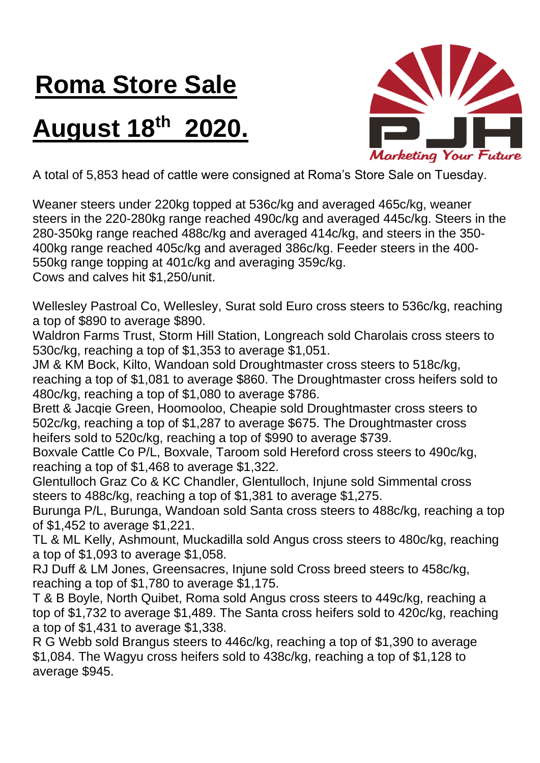# Roma Store Sale

# August 18th 2020.

A total of 5,853 head of cattle were consigned at Roma's Store Sale on Tuesday.

Weaner steers under 220kg topped at 536c/kg and averaged 465c/kg, weaner steers in the 220-280kg range reached 490c/kg and averaged 445c/kg. Steers in the 280-350kg range reached 488c/kg and averaged 414c/kg, and steers in the 350-400kg range reached 405c/kg and averaged 386c/kg. Feeder steers in the 400-550kg range topping at 401c/kg and averaging 359c/kg.
Cows and calves hit $1,250/unit.

Wellesley Pastroal Co, Wellesley, Surat sold Euro cross steers to 536c/kg, reaching a top of $890 to average $890.
Waldron Farms Trust, Storm Hill Station, Longreach sold Charolais cross steers to 530c/kg, reaching a top of $1,353 to average $1,051.
JM & KM Bock, Kilto, Wandoan sold Droughtmaster cross steers to 518c/kg, reaching a top of $1,081 to average $860. The Droughtmaster cross heifers sold to 480c/kg, reaching a top of $1,080 to average $786.
Brett & Jacqie Green, Hoomooloo, Cheapie sold Droughtmaster cross steers to 502c/kg, reaching a top of $1,287 to average $675. The Droughtmaster cross heifers sold to 520c/kg, reaching a top of $990 to average $739.
Boxvale Cattle Co P/L, Boxvale, Taroom sold Hereford cross steers to 490c/kg, reaching a top of $1,468 to average $1,322.
Glentulloch Graz Co & KC Chandler, Glentulloch, Injune sold Simmental cross steers to 488c/kg, reaching a top of $1,381 to average $1,275.
Burunga P/L, Burunga, Wandoan sold Santa cross steers to 488c/kg, reaching a top of $1,452 to average $1,221.
TL & ML Kelly, Ashmount, Muckadilla sold Angus cross steers to 480c/kg, reaching a top of $1,093 to average $1,058.
RJ Duff & LM Jones, Greensacres, Injune sold Cross breed steers to 458c/kg, reaching a top of $1,780 to average $1,175.
T & B Boyle, North Quibet, Roma sold Angus cross steers to 449c/kg, reaching a top of $1,732 to average $1,489. The Santa cross heifers sold to 420c/kg, reaching a top of $1,431 to average $1,338.
R G Webb sold Brangus steers to 446c/kg, reaching a top of $1,390 to average $1,084. The Wagyu cross heifers sold to 438c/kg, reaching a top of $1,128 to average $945.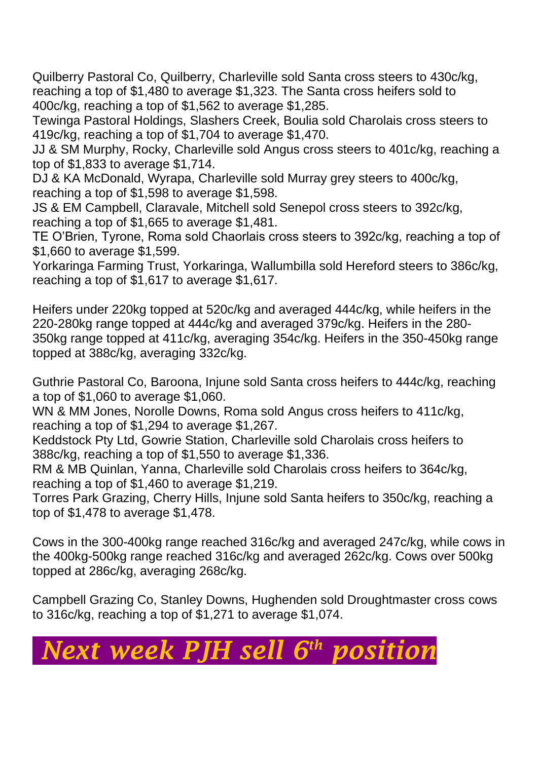Quilberry Pastoral Co, Quilberry, Charleville sold Santa cross steers to 430c/kg, reaching a top of $1,480 to average $1,323. The Santa cross heifers sold to 400c/kg, reaching a top of $1,562 to average $1,285.
Tewinga Pastoral Holdings, Slashers Creek, Boulia sold Charolais cross steers to 419c/kg, reaching a top of $1,704 to average $1,470.
JJ & SM Murphy, Rocky, Charleville sold Angus cross steers to 401c/kg, reaching a top of $1,833 to average $1,714.
DJ & KA McDonald, Wyrapa, Charleville sold Murray grey steers to 400c/kg, reaching a top of $1,598 to average $1,598.
JS & EM Campbell, Claravale, Mitchell sold Senepol cross steers to 392c/kg, reaching a top of $1,665 to average $1,481.
TE O'Brien, Tyrone, Roma sold Chaorlais cross steers to 392c/kg, reaching a top of $1,660 to average $1,599.
Yorkaringa Farming Trust, Yorkaringa, Wallumbilla sold Hereford steers to 386c/kg, reaching a top of $1,617 to average $1,617.

Heifers under 220kg topped at 520c/kg and averaged 444c/kg, while heifers in the 220-280kg range topped at 444c/kg and averaged 379c/kg. Heifers in the 280-350kg range topped at 411c/kg, averaging 354c/kg. Heifers in the 350-450kg range topped at 388c/kg, averaging 332c/kg.

Guthrie Pastoral Co, Baroona, Injune sold Santa cross heifers to 444c/kg, reaching a top of $1,060 to average $1,060.
WN & MM Jones, Norolle Downs, Roma sold Angus cross heifers to 411c/kg, reaching a top of $1,294 to average $1,267.
Keddstock Pty Ltd, Gowrie Station, Charleville sold Charolais cross heifers to 388c/kg, reaching a top of $1,550 to average $1,336.
RM & MB Quinlan, Yanna, Charleville sold Charolais cross heifers to 364c/kg, reaching a top of $1,460 to average $1,219.
Torres Park Grazing, Cherry Hills, Injune sold Santa heifers to 350c/kg, reaching a top of $1,478 to average $1,478.

Cows in the 300-400kg range reached 316c/kg and averaged 247c/kg, while cows in the 400kg-500kg range reached 316c/kg and averaged 262c/kg. Cows over 500kg topped at 286c/kg, averaging 268c/kg.

Campbell Grazing Co, Stanley Downs, Hughenden sold Droughtmaster cross cows to 316c/kg, reaching a top of $1,271 to average $1,074.

## *Next week PJH sell 6th position*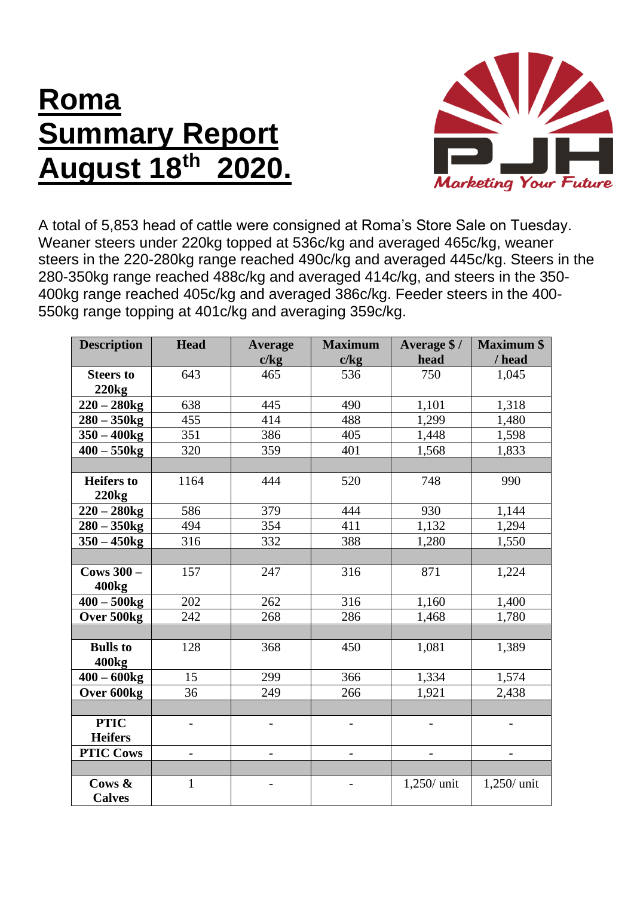# Roma Summary Report August 18th 2020.

Marketing Your Future

A total of 5,853 head of cattle were consigned at Roma's Store Sale on Tuesday. Weaner steers under 220kg topped at 536c/kg and averaged 465c/kg, weaner steers in the 220-280kg range reached 490c/kg and averaged 445c/kg. Steers in the 280-350kg range reached 488c/kg and averaged 414c/kg, and steers in the 350-400kg range reached 405c/kg and averaged 386c/kg. Feeder steers in the 400-550kg range topping at 401c/kg and averaging 359c/kg.

| Description | Head | Average c/kg | Maximum c/kg | Average $ / head | Maximum $ / head |
|---|---|---|---|---|---|
| **Steers to 220kg** | 643 | 465 | 536 | 750 | 1,045 |
| **220 – 280kg** | 638 | 445 | 490 | 1,101 | 1,318 |
| **280 – 350kg** | 455 | 414 | 488 | 1,299 | 1,480 |
| **350 – 400kg** | 351 | 386 | 405 | 1,448 | 1,598 |
| **400 – 550kg** | 320 | 359 | 401 | 1,568 | 1,833 |
| | | | | | |
| **Heifers to 220kg** | 1164 | 444 | 520 | 748 | 990 |
| **220 – 280kg** | 586 | 379 | 444 | 930 | 1,144 |
| **280 – 350kg** | 494 | 354 | 411 | 1,132 | 1,294 |
| **350 – 450kg** | 316 | 332 | 388 | 1,280 | 1,550 |
| | | | | | |
| **Cows 300 – 400kg** | 157 | 247 | 316 | 871 | 1,224 |
| **400 – 500kg** | 202 | 262 | 316 | 1,160 | 1,400 |
| **Over 500kg** | 242 | 268 | 286 | 1,468 | 1,780 |
| | | | | | |
| **Bulls to 400kg** | 128 | 368 | 450 | 1,081 | 1,389 |
| **400 – 600kg** | 15 | 299 | 366 | 1,334 | 1,574 |
| **Over 600kg** | 36 | 249 | 266 | 1,921 | 2,438 |
| | | | | | |
| **PTIC Heifers** | - | - | - | - | - |
| **PTIC Cows** | - | - | - | - | - |
| | | | | | |
| **Cows & Calves** | 1 | - | - | 1,250/ unit | 1,250/ unit |